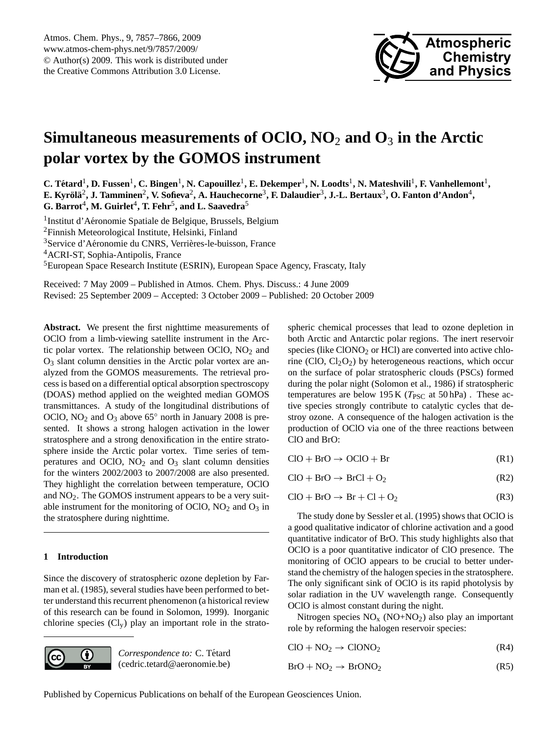# Simultaneous measurements of OClO, $NO_2$ and $O_3$ in the Arctic polar vortex by the GOMOS instrument

**C. Tétard[1], D. Fussen[1], C. Bingen[1], N. Capouillez[1], E. Dekemper[1], N. Loodts[1], N. Mateshvili[1], F. Vanhellemont[1], E. Kyrölä[2], J. Tamminen[2], V. Sofieva[2], A. Hauchecorne[3], F. Dalaudier[3], J.-L. Bertaux[3], O. Fanton d'Andon[4], G. Barrot[4], M. Guirlet[4], T. Fehr[5], and L. Saavedra[5]**

[1]Institut d'Aéronomie Spatiale de Belgique, Brussels, Belgium
[2]Finnish Meteorological Institute, Helsinki, Finland
[3]Service d'Aéronomie du CNRS, Verrières-le-buisson, France
[4]ACRI-ST, Sophia-Antipolis, France
[5]European Space Research Institute (ESRIN), European Space Agency, Frascaty, Italy

Received: 7 May 2009 – Published in Atmos. Chem. Phys. Discuss.: 4 June 2009
Revised: 25 September 2009 – Accepted: 3 October 2009 – Published: 20 October 2009

**Abstract.** We present the first nighttime measurements of OClO from a limb-viewing satellite instrument in the Arctic polar vortex. The relationship between OClO, $NO_2$ and $O_3$ slant column densities in the Arctic polar vortex are analyzed from the GOMOS measurements. The retrieval process is based on a differential optical absorption spectroscopy (DOAS) method applied on the weighted median GOMOS transmittances. A study of the longitudinal distributions of OClO, $NO_2$ and $O_3$ above 65° north in January 2008 is presented. It shows a strong halogen activation in the lower stratosphere and a strong denoxification in the entire stratosphere inside the Arctic polar vortex. Time series of temperatures and OClO, $NO_2$ and $O_3$ slant column densities for the winters 2002/2003 to 2007/2008 are also presented. They highlight the correlation between temperature, OClO and $NO_2$. The GOMOS instrument appears to be a very suitable instrument for the monitoring of OClO, $NO_2$ and $O_3$ in the stratosphere during nighttime.

## 1 Introduction

Since the discovery of stratospheric ozone depletion by Farman et al. (1985), several studies have been performed to better understand this recurrent phenomenon (a historical review of this research can be found in Solomon, 1999). Inorganic chlorine species ($Cl_y$) play an important role in the stratospheric chemical processes that lead to ozone depletion in both Arctic and Antarctic polar regions. The inert reservoir species (like $ClONO_2$ or HCl) are converted into active chlorine (ClO, $Cl_2O_2$) by heterogeneous reactions, which occur on the surface of polar stratospheric clouds (PSCs) formed during the polar night (Solomon et al., 1986) if stratospheric temperatures are below 195 K ($T_{PSC}$ at 50 hPa) . These active species strongly contribute to catalytic cycles that destroy ozone. A consequence of the halogen activation is the production of OClO via one of the three reactions between ClO and BrO:

$$ClO + BrO \rightarrow OClO + Br \quad \text{(R1)}$$

$$ClO + BrO \rightarrow BrCl + O_2 \quad \text{(R2)}$$

$$ClO + BrO \rightarrow Br + Cl + O_2 \quad \text{(R3)}$$

The study done by Sessler et al. (1995) shows that OClO is a good qualitative indicator of chlorine activation and a good quantitative indicator of BrO. This study highlights also that OClO is a poor quantitative indicator of ClO presence. The monitoring of OClO appears to be crucial to better understand the chemistry of the halogen species in the stratosphere. The only significant sink of OClO is its rapid photolysis by solar radiation in the UV wavelength range. Consequently OClO is almost constant during the night.

Nitrogen species $NO_x$ ($NO+NO_2$) also play an important role by reforming the halogen reservoir species:

$$ClO + NO_2 \rightarrow ClONO_2 \quad \text{(R4)}$$

$$BrO + NO_2 \rightarrow BrONO_2 \quad \text{(R5)}$$

*Correspondence to:* C. Tétard (cedric.tetard@aeronomie.be)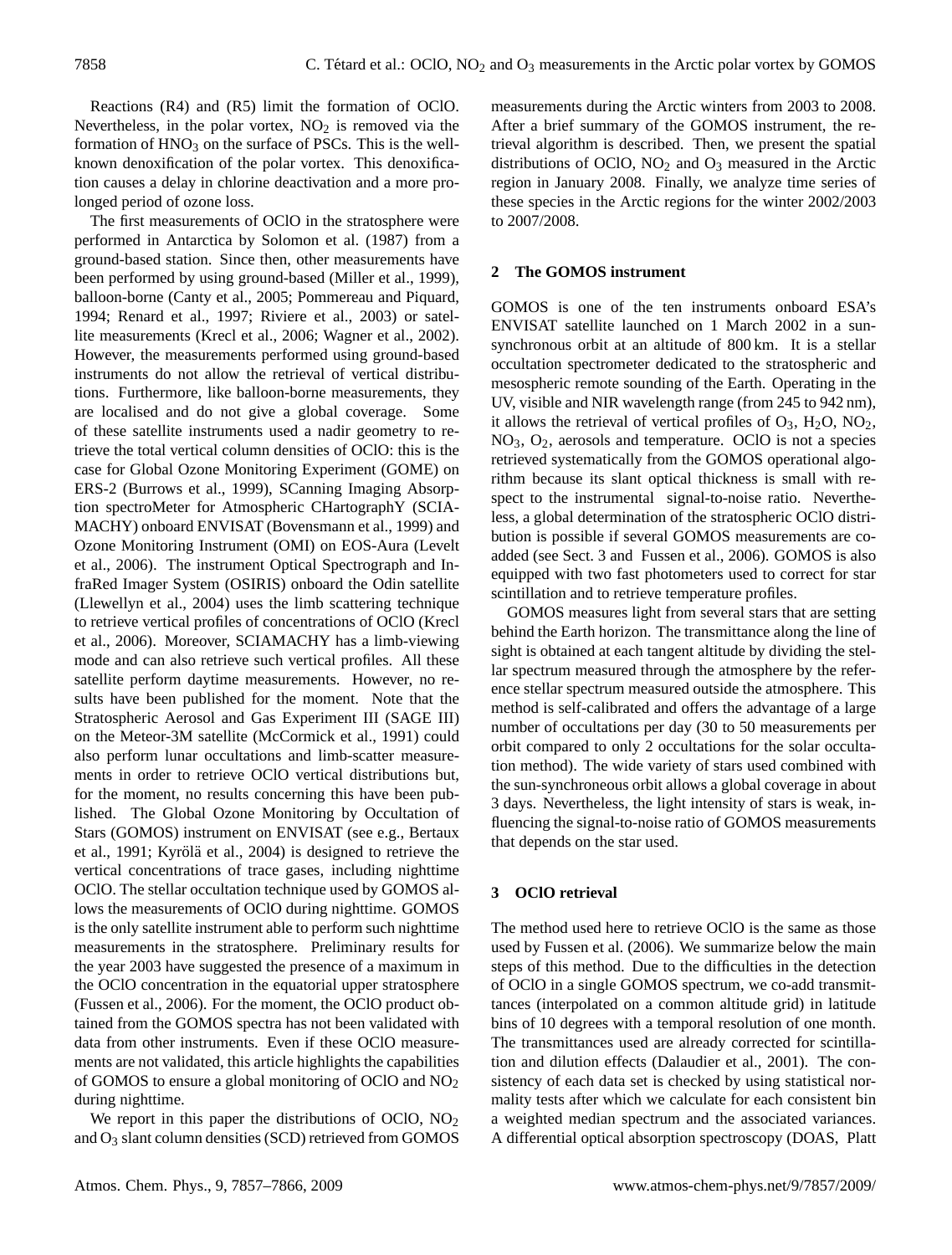Reactions (R4) and (R5) limit the formation of OClO. Nevertheless, in the polar vortex, $NO_2$ is removed via the formation of $HNO_3$ on the surface of PSCs. This is the well-known denoxification of the polar vortex. This denoxification causes a delay in chlorine deactivation and a more prolonged period of ozone loss.

The first measurements of OClO in the stratosphere were performed in Antarctica by Solomon et al. (1987) from a ground-based station. Since then, other measurements have been performed by using ground-based (Miller et al., 1999), balloon-borne (Canty et al., 2005; Pommereau and Piquard, 1994; Renard et al., 1997; Riviere et al., 2003) or satellite measurements (Krecl et al., 2006; Wagner et al., 2002). However, the measurements performed using ground-based instruments do not allow the retrieval of vertical distributions. Furthermore, like balloon-borne measurements, they are localised and do not give a global coverage. Some of these satellite instruments used a nadir geometry to retrieve the total vertical column densities of OClO: this is the case for Global Ozone Monitoring Experiment (GOME) on ERS-2 (Burrows et al., 1999), SCanning Imaging Absorption spectroMeter for Atmospheric CHartographY (SCIAMACHY) onboard ENVISAT (Bovensmann et al., 1999) and Ozone Monitoring Instrument (OMI) on EOS-Aura (Levelt et al., 2006). The instrument Optical Spectrograph and InfraRed Imager System (OSIRIS) onboard the Odin satellite (Llewellyn et al., 2004) uses the limb scattering technique to retrieve vertical profiles of concentrations of OClO (Krecl et al., 2006). Moreover, SCIAMACHY has a limb-viewing mode and can also retrieve such vertical profiles. All these satellite perform daytime measurements. However, no results have been published for the moment. Note that the Stratospheric Aerosol and Gas Experiment III (SAGE III) on the Meteor-3M satellite (McCormick et al., 1991) could also perform lunar occultations and limb-scatter measurements in order to retrieve OClO vertical distributions but, for the moment, no results concerning this have been published. The Global Ozone Monitoring by Occultation of Stars (GOMOS) instrument on ENVISAT (see e.g., Bertaux et al., 1991; Kyrölä et al., 2004) is designed to retrieve the vertical concentrations of trace gases, including nighttime OClO. The stellar occultation technique used by GOMOS allows the measurements of OClO during nighttime. GOMOS is the only satellite instrument able to perform such nighttime measurements in the stratosphere. Preliminary results for the year 2003 have suggested the presence of a maximum in the OClO concentration in the equatorial upper stratosphere (Fussen et al., 2006). For the moment, the OClO product obtained from the GOMOS spectra has not been validated with data from other instruments. Even if these OClO measurements are not validated, this article highlights the capabilities of GOMOS to ensure a global monitoring of OClO and $NO_2$ during nighttime.

We report in this paper the distributions of OClO, $NO_2$ and $O_3$ slant column densities (SCD) retrieved from GOMOS measurements during the Arctic winters from 2003 to 2008. After a brief summary of the GOMOS instrument, the retrieval algorithm is described. Then, we present the spatial distributions of OClO, $NO_2$ and $O_3$ measured in the Arctic region in January 2008. Finally, we analyze time series of these species in the Arctic regions for the winter 2002/2003 to 2007/2008.

## 2 The GOMOS instrument

GOMOS is one of the ten instruments onboard ESA's ENVISAT satellite launched on 1 March 2002 in a sun-synchronous orbit at an altitude of 800 km. It is a stellar occultation spectrometer dedicated to the stratospheric and mesospheric remote sounding of the Earth. Operating in the UV, visible and NIR wavelength range (from 245 to 942 nm), it allows the retrieval of vertical profiles of $O_3$, $H_2O$, $NO_2$, $NO_3$, $O_2$, aerosols and temperature. OClO is not a species retrieved systematically from the GOMOS operational algorithm because its slant optical thickness is small with respect to the instrumental signal-to-noise ratio. Nevertheless, a global determination of the stratospheric OClO distribution is possible if several GOMOS measurements are co-added (see Sect. 3 and Fussen et al., 2006). GOMOS is also equipped with two fast photometers used to correct for star scintillation and to retrieve temperature profiles.

GOMOS measures light from several stars that are setting behind the Earth horizon. The transmittance along the line of sight is obtained at each tangent altitude by dividing the stellar spectrum measured through the atmosphere by the reference stellar spectrum measured outside the atmosphere. This method is self-calibrated and offers the advantage of a large number of occultations per day (30 to 50 measurements per orbit compared to only 2 occultations for the solar occultation method). The wide variety of stars used combined with the sun-synchroneous orbit allows a global coverage in about 3 days. Nevertheless, the light intensity of stars is weak, influencing the signal-to-noise ratio of GOMOS measurements that depends on the star used.

## 3 OClO retrieval

The method used here to retrieve OClO is the same as those used by Fussen et al. (2006). We summarize below the main steps of this method. Due to the difficulties in the detection of OClO in a single GOMOS spectrum, we co-add transmittances (interpolated on a common altitude grid) in latitude bins of 10 degrees with a temporal resolution of one month. The transmittances used are already corrected for scintillation and dilution effects (Dalaudier et al., 2001). The consistency of each data set is checked by using statistical normality tests after which we calculate for each consistent bin a weighted median spectrum and the associated variances. A differential optical absorption spectroscopy (DOAS, Platt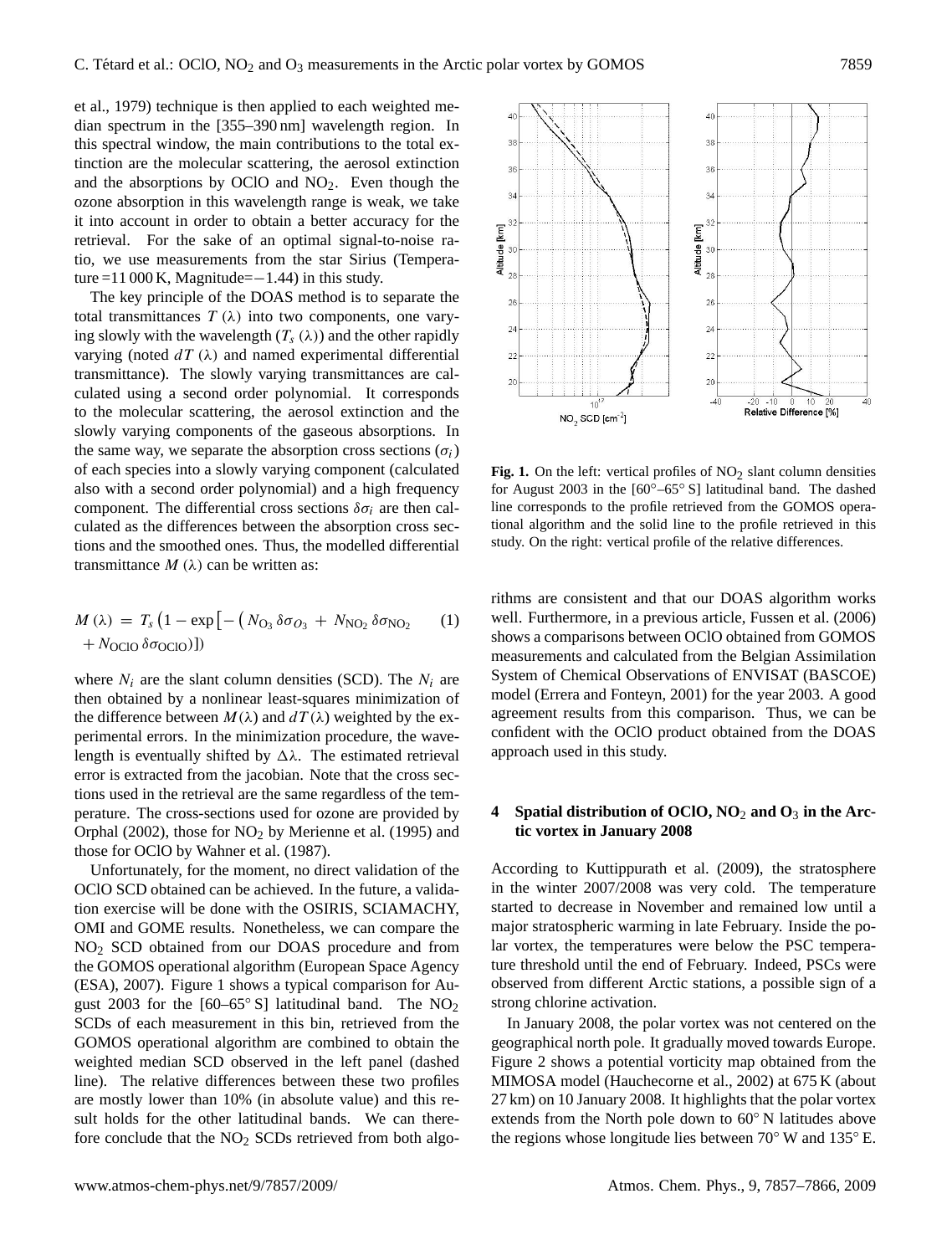et al., 1979) technique is then applied to each weighted median spectrum in the [355–390 nm] wavelength region. In this spectral window, the main contributions to the total extinction are the molecular scattering, the aerosol extinction and the absorptions by OClO and $NO_2$. Even though the ozone absorption in this wavelength range is weak, we take it into account in order to obtain a better accuracy for the retrieval. For the sake of an optimal signal-to-noise ratio, we use measurements from the star Sirius (Temperature =11 000 K, Magnitude=−1.44) in this study.

The key principle of the DOAS method is to separate the total transmittances $T(\lambda)$ into two components, one varying slowly with the wavelength ($T_s(\lambda)$) and the other rapidly varying (noted $dT(\lambda)$ and named experimental differential transmittance). The slowly varying transmittances are calculated using a second order polynomial. It corresponds to the molecular scattering, the aerosol extinction and the slowly varying components of the gaseous absorptions. In the same way, we separate the absorption cross sections ($\sigma_i$) of each species into a slowly varying component (calculated also with a second order polynomial) and a high frequency component. The differential cross sections $\delta\sigma_i$ are then calculated as the differences between the absorption cross sections and the smoothed ones. Thus, the modelled differential transmittance $M(\lambda)$ can be written as:

$$M(\lambda) = T_s\left(1 - \exp\left[-\left(N_{O_3}\,\delta\sigma_{O_3} + N_{NO_2}\,\delta\sigma_{NO_2} + N_{OClO}\,\delta\sigma_{OClO}\right)\right]\right) \quad (1)$$

where $N_i$ are the slant column densities (SCD). The $N_i$ are then obtained by a nonlinear least-squares minimization of the difference between $M(\lambda)$ and $dT(\lambda)$ weighted by the experimental errors. In the minimization procedure, the wavelength is eventually shifted by $\Delta\lambda$. The estimated retrieval error is extracted from the jacobian. Note that the cross sections used in the retrieval are the same regardless of the temperature. The cross-sections used for ozone are provided by Orphal (2002), those for $NO_2$ by Merienne et al. (1995) and those for OClO by Wahner et al. (1987).

Unfortunately, for the moment, no direct validation of the OClO SCD obtained can be achieved. In the future, a validation exercise will be done with the OSIRIS, SCIAMACHY, OMI and GOME results. Nonetheless, we can compare the $NO_2$ SCD obtained from our DOAS procedure and from the GOMOS operational algorithm (European Space Agency (ESA), 2007). Figure 1 shows a typical comparison for August 2003 for the [60–65° S] latitudinal band. The $NO_2$ SCDs of each measurement in this bin, retrieved from the GOMOS operational algorithm are combined to obtain the weighted median SCD observed in the left panel (dashed line). The relative differences between these two profiles are mostly lower than 10% (in absolute value) and this result holds for the other latitudinal bands. We can therefore conclude that the $NO_2$ SCDs retrieved from both algorithms are consistent and that our DOAS algorithm works well. Furthermore, in a previous article, Fussen et al. (2006) shows a comparisons between OClO obtained from GOMOS measurements and calculated from the Belgian Assimilation System of Chemical Observations of ENVISAT (BASCOE) model (Errera and Fonteyn, 2001) for the year 2003. A good agreement results from this comparison. Thus, we can be confident with the OClO product obtained from the DOAS approach used in this study.

**Fig. 1.** On the left: vertical profiles of $NO_2$ slant column densities for August 2003 in the [60°–65° S] latitudinal band. The dashed line corresponds to the profile retrieved from the GOMOS operational algorithm and the solid line to the profile retrieved in this study. On the right: vertical profile of the relative differences.

## 4 Spatial distribution of OClO, $NO_2$ and $O_3$ in the Arctic vortex in January 2008

According to Kuttippurath et al. (2009), the stratosphere in the winter 2007/2008 was very cold. The temperature started to decrease in November and remained low until a major stratospheric warming in late February. Inside the polar vortex, the temperatures were below the PSC temperature threshold until the end of February. Indeed, PSCs were observed from different Arctic stations, a possible sign of a strong chlorine activation.

In January 2008, the polar vortex was not centered on the geographical north pole. It gradually moved towards Europe. Figure 2 shows a potential vorticity map obtained from the MIMOSA model (Hauchecorne et al., 2002) at 675 K (about 27 km) on 10 January 2008. It highlights that the polar vortex extends from the North pole down to 60° N latitudes above the regions whose longitude lies between 70° W and 135° E.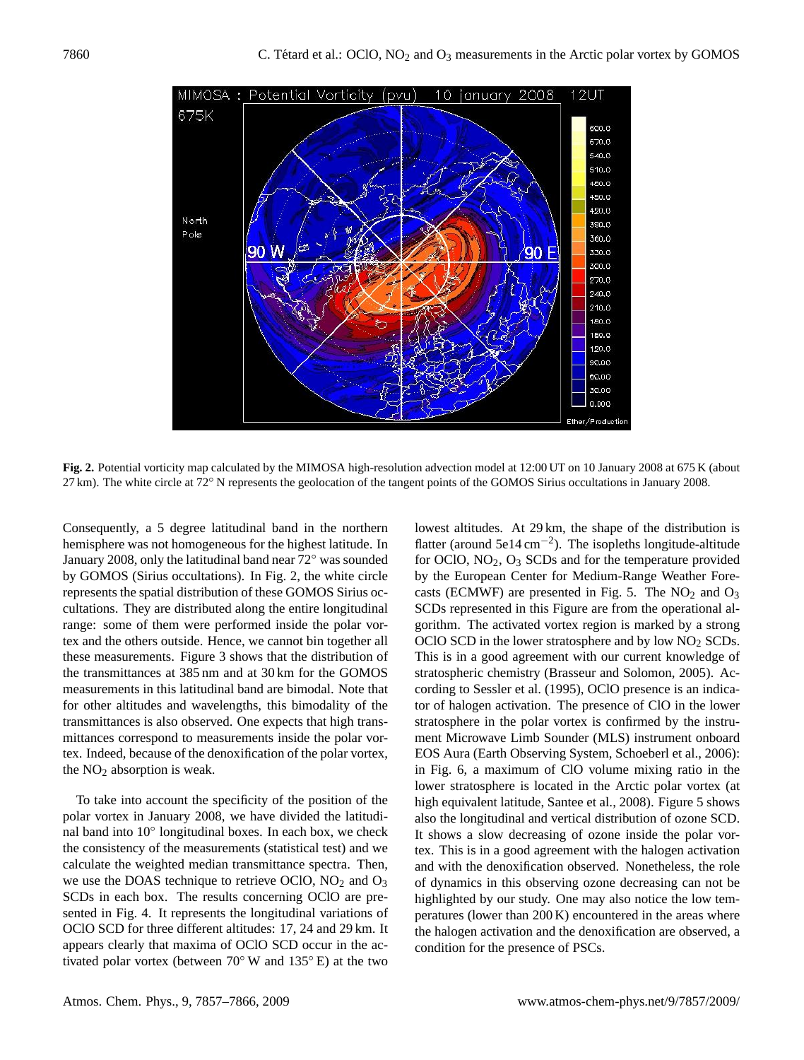**Fig. 2.** Potential vorticity map calculated by the MIMOSA high-resolution advection model at 12:00 UT on 10 January 2008 at 675 K (about 27 km). The white circle at 72° N represents the geolocation of the tangent points of the GOMOS Sirius occultations in January 2008.

Consequently, a 5 degree latitudinal band in the northern hemisphere was not homogeneous for the highest latitude. In January 2008, only the latitudinal band near 72° was sounded by GOMOS (Sirius occultations). In Fig. 2, the white circle represents the spatial distribution of these GOMOS Sirius occultations. They are distributed along the entire longitudinal range: some of them were performed inside the polar vortex and the others outside. Hence, we cannot bin together all these measurements. Figure 3 shows that the distribution of the transmittances at 385 nm and at 30 km for the GOMOS measurements in this latitudinal band are bimodal. Note that for other altitudes and wavelengths, this bimodality of the transmittances is also observed. One expects that high transmittances correspond to measurements inside the polar vortex. Indeed, because of the denoxification of the polar vortex, the $NO_2$ absorption is weak.

To take into account the specificity of the position of the polar vortex in January 2008, we have divided the latitudinal band into 10° longitudinal boxes. In each box, we check the consistency of the measurements (statistical test) and we calculate the weighted median transmittance spectra. Then, we use the DOAS technique to retrieve OClO, $NO_2$ and $O_3$ SCDs in each box. The results concerning OClO are presented in Fig. 4. It represents the longitudinal variations of OClO SCD for three different altitudes: 17, 24 and 29 km. It appears clearly that maxima of OClO SCD occur in the activated polar vortex (between 70° W and 135° E) at the two lowest altitudes. At 29 km, the shape of the distribution is flatter (around 5e14 $cm^{-2}$). The isopleths longitude-altitude for OClO, $NO_2$, $O_3$ SCDs and for the temperature provided by the European Center for Medium-Range Weather Forecasts (ECMWF) are presented in Fig. 5. The $NO_2$ and $O_3$ SCDs represented in this Figure are from the operational algorithm. The activated vortex region is marked by a strong OClO SCD in the lower stratosphere and by low $NO_2$ SCDs. This is in a good agreement with our current knowledge of stratospheric chemistry (Brasseur and Solomon, 2005). According to Sessler et al. (1995), OClO presence is an indicator of halogen activation. The presence of ClO in the lower stratosphere in the polar vortex is confirmed by the instrument Microwave Limb Sounder (MLS) instrument onboard EOS Aura (Earth Observing System, Schoeberl et al., 2006): in Fig. 6, a maximum of ClO volume mixing ratio in the lower stratosphere is located in the Arctic polar vortex (at high equivalent latitude, Santee et al., 2008). Figure 5 shows also the longitudinal and vertical distribution of ozone SCD. It shows a slow decreasing of ozone inside the polar vortex. This is in a good agreement with the halogen activation and with the denoxification observed. Nonetheless, the role of dynamics in this observing ozone decreasing can not be highlighted by our study. One may also notice the low temperatures (lower than 200 K) encountered in the areas where the halogen activation and the denoxification are observed, a condition for the presence of PSCs.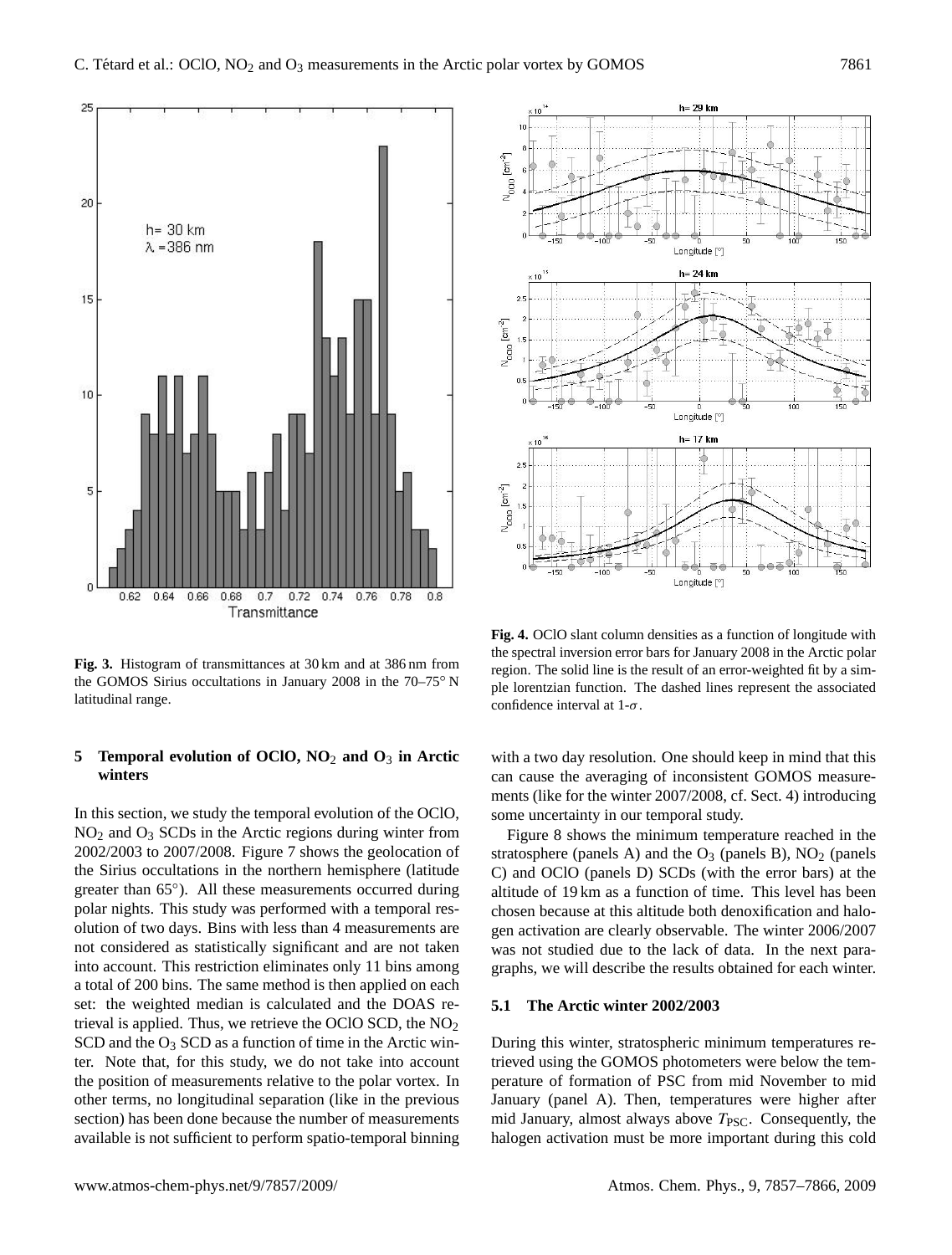**Fig. 3.** Histogram of transmittances at 30 km and at 386 nm from the GOMOS Sirius occultations in January 2008 in the 70–75° N latitudinal range.

**Fig. 4.** OClO slant column densities as a function of longitude with the spectral inversion error bars for January 2008 in the Arctic polar region. The solid line is the result of an error-weighted fit by a simple lorentzian function. The dashed lines represent the associated confidence interval at 1-$\sigma$.

## 5 Temporal evolution of OClO, $NO_2$ and $O_3$ in Arctic winters

In this section, we study the temporal evolution of the OClO, $NO_2$ and $O_3$ SCDs in the Arctic regions during winter from 2002/2003 to 2007/2008. Figure 7 shows the geolocation of the Sirius occultations in the northern hemisphere (latitude greater than 65°). All these measurements occurred during polar nights. This study was performed with a temporal resolution of two days. Bins with less than 4 measurements are not considered as statistically significant and are not taken into account. This restriction eliminates only 11 bins among a total of 200 bins. The same method is then applied on each set: the weighted median is calculated and the DOAS retrieval is applied. Thus, we retrieve the OClO SCD, the $NO_2$ SCD and the $O_3$ SCD as a function of time in the Arctic winter. Note that, for this study, we do not take into account the position of measurements relative to the polar vortex. In other terms, no longitudinal separation (like in the previous section) has been done because the number of measurements available is not sufficient to perform spatio-temporal binning with a two day resolution. One should keep in mind that this can cause the averaging of inconsistent GOMOS measurements (like for the winter 2007/2008, cf. Sect. 4) introducing some uncertainty in our temporal study.

Figure 8 shows the minimum temperature reached in the stratosphere (panels A) and the $O_3$ (panels B), $NO_2$ (panels C) and OClO (panels D) SCDs (with the error bars) at the altitude of 19 km as a function of time. This level has been chosen because at this altitude both denoxification and halogen activation are clearly observable. The winter 2006/2007 was not studied due to the lack of data. In the next paragraphs, we will describe the results obtained for each winter.

### 5.1 The Arctic winter 2002/2003

During this winter, stratospheric minimum temperatures retrieved using the GOMOS photometers were below the temperature of formation of PSC from mid November to mid January (panel A). Then, temperatures were higher after mid January, almost always above $T_{PSC}$. Consequently, the halogen activation must be more important during this cold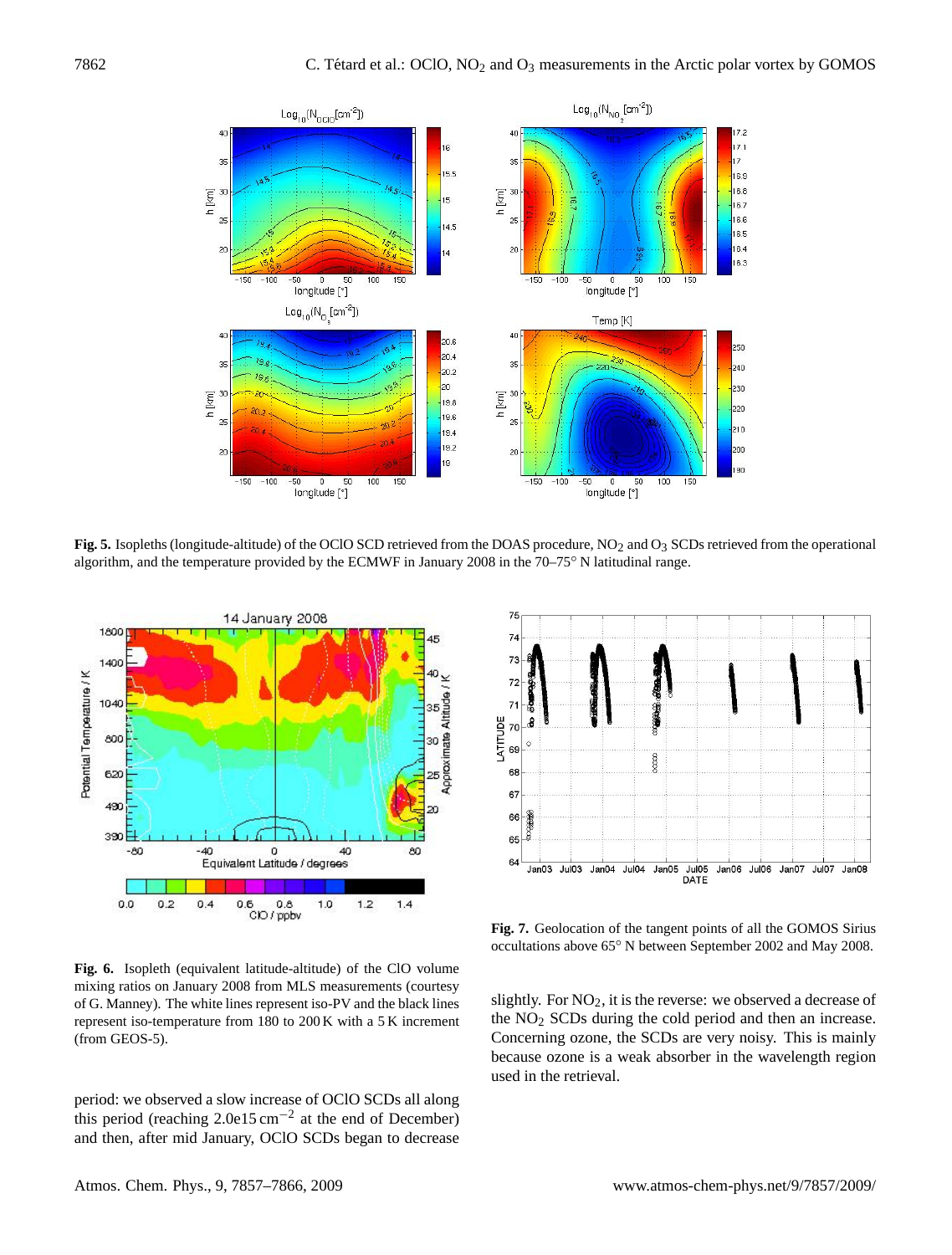**Fig. 5.** Isopleths (longitude-altitude) of the OClO SCD retrieved from the DOAS procedure, $NO_2$ and $O_3$ SCDs retrieved from the operational algorithm, and the temperature provided by the ECMWF in January 2008 in the 70–75° N latitudinal range.

**Fig. 6.** Isopleth (equivalent latitude-altitude) of the ClO volume mixing ratios on January 2008 from MLS measurements (courtesy of G. Manney). The white lines represent iso-PV and the black lines represent iso-temperature from 180 to 200 K with a 5 K increment (from GEOS-5).

period: we observed a slow increase of OClO SCDs all along this period (reaching 2.0e15 $cm^{-2}$ at the end of December) and then, after mid January, OClO SCDs began to decrease

**Fig. 7.** Geolocation of the tangent points of all the GOMOS Sirius occultations above 65° N between September 2002 and May 2008.

slightly. For $NO_2$, it is the reverse: we observed a decrease of the $NO_2$ SCDs during the cold period and then an increase. Concerning ozone, the SCDs are very noisy. This is mainly because ozone is a weak absorber in the wavelength region used in the retrieval.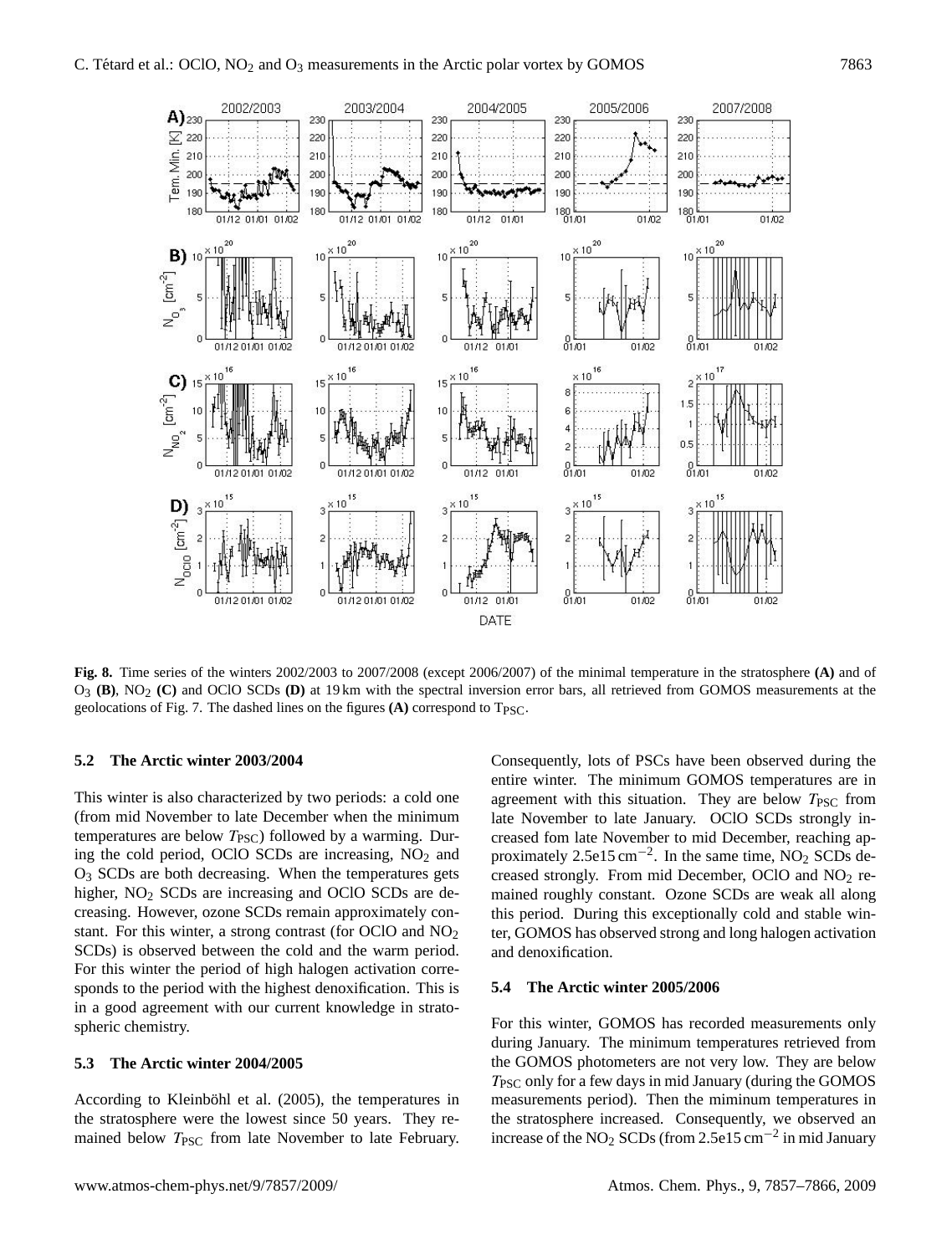**Fig. 8.** Time series of the winters 2002/2003 to 2007/2008 (except 2006/2007) of the minimal temperature in the stratosphere **(A)** and of $O_3$ **(B)**, $NO_2$ **(C)** and OClO SCDs **(D)** at 19 km with the spectral inversion error bars, all retrieved from GOMOS measurements at the geolocations of Fig. 7. The dashed lines on the figures **(A)** correspond to $T_{PSC}$.

### 5.2 The Arctic winter 2003/2004

This winter is also characterized by two periods: a cold one (from mid November to late December when the minimum temperatures are below $T_{PSC}$) followed by a warming. During the cold period, OClO SCDs are increasing, $NO_2$ and $O_3$ SCDs are both decreasing. When the temperatures gets higher, $NO_2$ SCDs are increasing and OClO SCDs are decreasing. However, ozone SCDs remain approximately constant. For this winter, a strong contrast (for OClO and $NO_2$ SCDs) is observed between the cold and the warm period. For this winter the period of high halogen activation corresponds to the period with the highest denoxification. This is in a good agreement with our current knowledge in stratospheric chemistry.

### 5.3 The Arctic winter 2004/2005

According to Kleinböhl et al. (2005), the temperatures in the stratosphere were the lowest since 50 years. They remained below $T_{PSC}$ from late November to late February. Consequently, lots of PSCs have been observed during the entire winter. The minimum GOMOS temperatures are in agreement with this situation. They are below $T_{PSC}$ from late November to late January. OClO SCDs strongly increased fom late November to mid December, reaching approximately 2.5e15 $cm^{-2}$. In the same time, $NO_2$ SCDs decreased strongly. From mid December, OClO and $NO_2$ remained roughly constant. Ozone SCDs are weak all along this period. During this exceptionally cold and stable winter, GOMOS has observed strong and long halogen activation and denoxification.

### 5.4 The Arctic winter 2005/2006

For this winter, GOMOS has recorded measurements only during January. The minimum temperatures retrieved from the GOMOS photometers are not very low. They are below $T_{PSC}$ only for a few days in mid January (during the GOMOS measurements period). Then the miminum temperatures in the stratosphere increased. Consequently, we observed an increase of the $NO_2$ SCDs (from 2.5e15 $cm^{-2}$ in mid January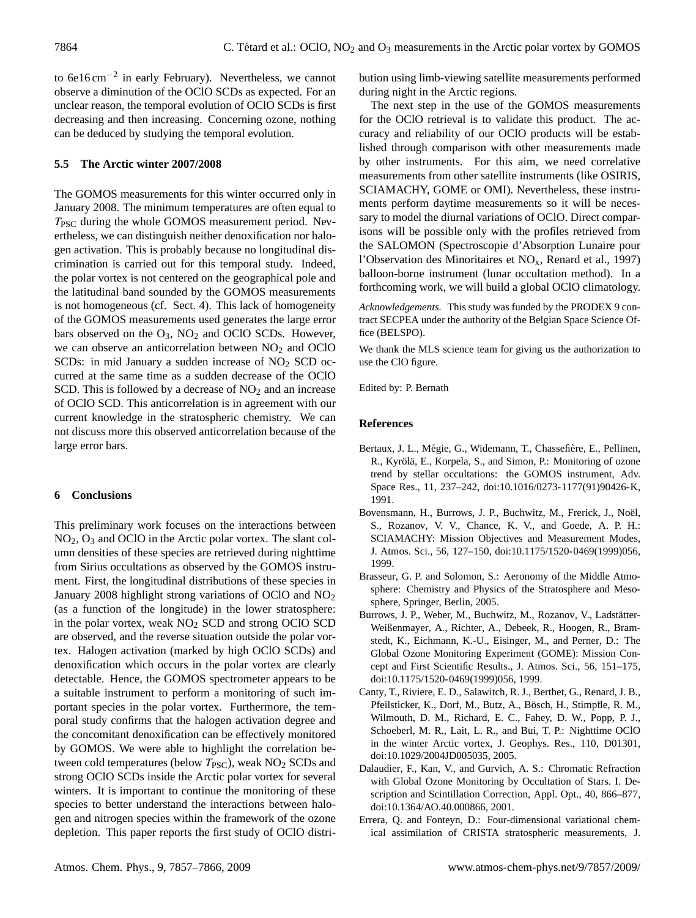to 6e16 $cm^{-2}$ in early February). Nevertheless, we cannot observe a diminution of the OClO SCDs as expected. For an unclear reason, the temporal evolution of OClO SCDs is first decreasing and then increasing. Concerning ozone, nothing can be deduced by studying the temporal evolution.

### 5.5 The Arctic winter 2007/2008

The GOMOS measurements for this winter occurred only in January 2008. The minimum temperatures are often equal to $T_{PSC}$ during the whole GOMOS measurement period. Nevertheless, we can distinguish neither denoxification nor halogen activation. This is probably because no longitudinal discrimination is carried out for this temporal study. Indeed, the polar vortex is not centered on the geographical pole and the latitudinal band sounded by the GOMOS measurements is not homogeneous (cf. Sect. 4). This lack of homogeneity of the GOMOS measurements used generates the large error bars observed on the $O_3$, $NO_2$ and OClO SCDs. However, we can observe an anticorrelation between $NO_2$ and OClO SCDs: in mid January a sudden increase of $NO_2$ SCD occurred at the same time as a sudden decrease of the OClO SCD. This is followed by a decrease of $NO_2$ and an increase of OClO SCD. This anticorrelation is in agreement with our current knowledge in the stratospheric chemistry. We can not discuss more this observed anticorrelation because of the large error bars.

## 6 Conclusions

This preliminary work focuses on the interactions between $NO_2$, $O_3$ and OClO in the Arctic polar vortex. The slant column densities of these species are retrieved during nighttime from Sirius occultations as observed by the GOMOS instrument. First, the longitudinal distributions of these species in January 2008 highlight strong variations of OClO and $NO_2$ (as a function of the longitude) in the lower stratosphere: in the polar vortex, weak $NO_2$ SCD and strong OClO SCD are observed, and the reverse situation outside the polar vortex. Halogen activation (marked by high OClO SCDs) and denoxification which occurs in the polar vortex are clearly detectable. Hence, the GOMOS spectrometer appears to be a suitable instrument to perform a monitoring of such important species in the polar vortex. Furthermore, the temporal study confirms that the halogen activation degree and the concomitant denoxification can be effectively monitored by GOMOS. We were able to highlight the correlation between cold temperatures (below $T_{PSC}$), weak $NO_2$ SCDs and strong OClO SCDs inside the Arctic polar vortex for several winters. It is important to continue the monitoring of these species to better understand the interactions between halogen and nitrogen species within the framework of the ozone depletion. This paper reports the first study of OClO distribution using limb-viewing satellite measurements performed during night in the Arctic regions.

The next step in the use of the GOMOS measurements for the OClO retrieval is to validate this product. The accuracy and reliability of our OClO products will be established through comparison with other measurements made by other instruments. For this aim, we need correlative measurements from other satellite instruments (like OSIRIS, SCIAMACHY, GOME or OMI). Nevertheless, these instruments perform daytime measurements so it will be necessary to model the diurnal variations of OClO. Direct comparisons will be possible only with the profiles retrieved from the SALOMON (Spectroscopie d'Absorption Lunaire pour l'Observation des Minoritaires et $NO_x$, Renard et al., 1997) balloon-borne instrument (lunar occultation method). In a forthcoming work, we will build a global OClO climatology.

*Acknowledgements.* This study was funded by the PRODEX 9 contract SECPEA under the authority of the Belgian Space Science Office (BELSPO).

We thank the MLS science team for giving us the authorization to use the ClO figure.

Edited by: P. Bernath

## References

Bertaux, J. L., Mégie, G., Widemann, T., Chassefière, E., Pellinen, R., Kyrölä, E., Korpela, S., and Simon, P.: Monitoring of ozone trend by stellar occultations: the GOMOS instrument, Adv. Space Res., 11, 237–242, doi:10.1016/0273-1177(91)90426-K, 1991.

Bovensmann, H., Burrows, J. P., Buchwitz, M., Frerick, J., Noël, S., Rozanov, V. V., Chance, K. V., and Goede, A. P. H.: SCIAMACHY: Mission Objectives and Measurement Modes, J. Atmos. Sci., 56, 127–150, doi:10.1175/1520-0469(1999)056, 1999.

Brasseur, G. P. and Solomon, S.: Aeronomy of the Middle Atmosphere: Chemistry and Physics of the Stratosphere and Mesosphere, Springer, Berlin, 2005.

Burrows, J. P., Weber, M., Buchwitz, M., Rozanov, V., Ladstätter-Weißenmayer, A., Richter, A., Debeek, R., Hoogen, R., Bramstedt, K., Eichmann, K.-U., Eisinger, M., and Perner, D.: The Global Ozone Monitoring Experiment (GOME): Mission Concept and First Scientific Results., J. Atmos. Sci., 56, 151–175, doi:10.1175/1520-0469(1999)056, 1999.

Canty, T., Riviere, E. D., Salawitch, R. J., Berthet, G., Renard, J. B., Pfeilsticker, K., Dorf, M., Butz, A., Bösch, H., Stimpfle, R. M., Wilmouth, D. M., Richard, E. C., Fahey, D. W., Popp, P. J., Schoeberl, M. R., Lait, L. R., and Bui, T. P.: Nighttime OClO in the winter Arctic vortex, J. Geophys. Res., 110, D01301, doi:10.1029/2004JD005035, 2005.

Dalaudier, F., Kan, V., and Gurvich, A. S.: Chromatic Refraction with Global Ozone Monitoring by Occultation of Stars. I. Description and Scintillation Correction, Appl. Opt., 40, 866–877, doi:10.1364/AO.40.000866, 2001.

Errera, Q. and Fonteyn, D.: Four-dimensional variational chemical assimilation of CRISTA stratospheric measurements, J.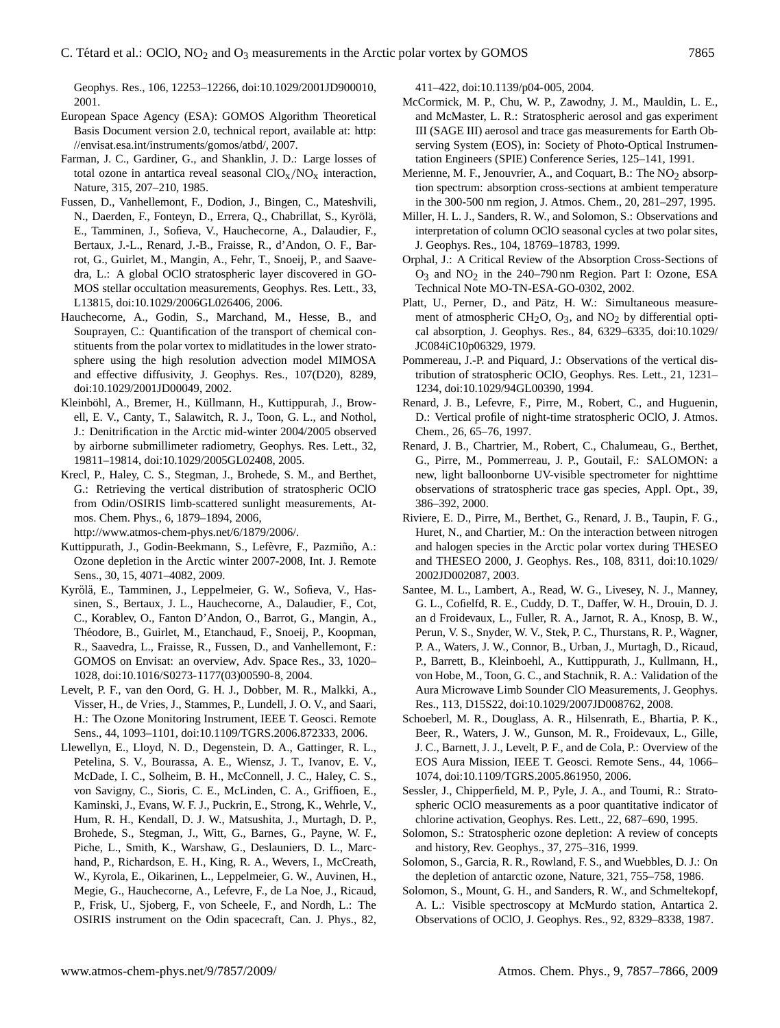Geophys. Res., 106, 12253–12266, doi:10.1029/2001JD900010, 2001.

European Space Agency (ESA): GOMOS Algorithm Theoretical Basis Document version 2.0, technical report, available at: http://envisat.esa.int/instruments/gomos/atbd/, 2007.

Farman, J. C., Gardiner, G., and Shanklin, J. D.: Large losses of total ozone in antartica reveal seasonal $ClO_x/NO_x$ interaction, Nature, 315, 207–210, 1985.

Fussen, D., Vanhellemont, F., Dodion, J., Bingen, C., Mateshvili, N., Daerden, F., Fonteyn, D., Errera, Q., Chabrillat, S., Kyrölä, E., Tamminen, J., Sofieva, V., Hauchecorne, A., Dalaudier, F., Bertaux, J.-L., Renard, J.-B., Fraisse, R., d'Andon, O. F., Barrot, G., Guirlet, M., Mangin, A., Fehr, T., Snoeij, P., and Saavedra, L.: A global OClO stratospheric layer discovered in GOMOS stellar occultation measurements, Geophys. Res. Lett., 33, L13815, doi:10.1029/2006GL026406, 2006.

Hauchecorne, A., Godin, S., Marchand, M., Hesse, B., and Souprayen, C.: Quantification of the transport of chemical constituents from the polar vortex to midlatitudes in the lower stratosphere using the high resolution advection model MIMOSA and effective diffusivity, J. Geophys. Res., 107(D20), 8289, doi:10.1029/2001JD00049, 2002.

Kleinböhl, A., Bremer, H., Küllmann, H., Kuttippurah, J., Browell, E. V., Canty, T., Salawitch, R. J., Toon, G. L., and Nothol, J.: Denitrification in the Arctic mid-winter 2004/2005 observed by airborne submillimeter radiometry, Geophys. Res. Lett., 32, 19811–19814, doi:10.1029/2005GL02408, 2005.

Krecl, P., Haley, C. S., Stegman, J., Brohede, S. M., and Berthet, G.: Retrieving the vertical distribution of stratospheric OClO from Odin/OSIRIS limb-scattered sunlight measurements, Atmos. Chem. Phys., 6, 1879–1894, 2006, http://www.atmos-chem-phys.net/6/1879/2006/.

Kuttippurath, J., Godin-Beekmann, S., Lefèvre, F., Pazmiño, A.: Ozone depletion in the Arctic winter 2007-2008, Int. J. Remote Sens., 30, 15, 4071–4082, 2009.

Kyrölä, E., Tamminen, J., Leppelmeier, G. W., Sofieva, V., Hassinen, S., Bertaux, J. L., Hauchecorne, A., Dalaudier, F., Cot, C., Korablev, O., Fanton D'Andon, O., Barrot, G., Mangin, A., Théodore, B., Guirlet, M., Etanchaud, F., Snoeij, P., Koopman, R., Saavedra, L., Fraisse, R., Fussen, D., and Vanhellemont, F.: GOMOS on Envisat: an overview, Adv. Space Res., 33, 1020–1028, doi:10.1016/S0273-1177(03)00590-8, 2004.

Levelt, P. F., van den Oord, G. H. J., Dobber, M. R., Malkki, A., Visser, H., de Vries, J., Stammes, P., Lundell, J. O. V., and Saari, H.: The Ozone Monitoring Instrument, IEEE T. Geosci. Remote Sens., 44, 1093–1101, doi:10.1109/TGRS.2006.872333, 2006.

Llewellyn, E., Lloyd, N. D., Degenstein, D. A., Gattinger, R. L., Petelina, S. V., Bourassa, A. E., Wiensz, J. T., Ivanov, E. V., McDade, I. C., Solheim, B. H., McConnell, J. C., Haley, C. S., von Savigny, C., Sioris, C. E., McLinden, C. A., Griffioen, E., Kaminski, J., Evans, W. F. J., Puckrin, E., Strong, K., Wehrle, V., Hum, R. H., Kendall, D. J. W., Matsushita, J., Murtagh, D. P., Brohede, S., Stegman, J., Witt, G., Barnes, G., Payne, W. F., Piche, L., Smith, K., Warshaw, G., Deslauniers, D. L., Marchand, P., Richardson, E. H., King, R. A., Wevers, I., McCreath, W., Kyrola, E., Oikarinen, L., Leppelmeier, G. W., Auvinen, H., Megie, G., Hauchecorne, A., Lefevre, F., de La Noe, J., Ricaud, P., Frisk, U., Sjoberg, F., von Scheele, F., and Nordh, L.: The OSIRIS instrument on the Odin spacecraft, Can. J. Phys., 82, 411–422, doi:10.1139/p04-005, 2004.

McCormick, M. P., Chu, W. P., Zawodny, J. M., Mauldin, L. E., and McMaster, L. R.: Stratospheric aerosol and gas experiment III (SAGE III) aerosol and trace gas measurements for Earth Observing System (EOS), in: Society of Photo-Optical Instrumentation Engineers (SPIE) Conference Series, 125–141, 1991.

Merienne, M. F., Jenouvrier, A., and Coquart, B.: The $NO_2$ absorption spectrum: absorption cross-sections at ambient temperature in the 300-500 nm region, J. Atmos. Chem., 20, 281–297, 1995.

Miller, H. L. J., Sanders, R. W., and Solomon, S.: Observations and interpretation of column OClO seasonal cycles at two polar sites, J. Geophys. Res., 104, 18769–18783, 1999.

Orphal, J.: A Critical Review of the Absorption Cross-Sections of $O_3$ and $NO_2$ in the 240–790 nm Region. Part I: Ozone, ESA Technical Note MO-TN-ESA-GO-0302, 2002.

Platt, U., Perner, D., and Pätz, H. W.: Simultaneous measurement of atmospheric $CH_2O$, $O_3$, and $NO_2$ by differential optical absorption, J. Geophys. Res., 84, 6329–6335, doi:10.1029/JC084iC10p06329, 1979.

Pommereau, J.-P. and Piquard, J.: Observations of the vertical distribution of stratospheric OClO, Geophys. Res. Lett., 21, 1231–1234, doi:10.1029/94GL00390, 1994.

Renard, J. B., Lefevre, F., Pirre, M., Robert, C., and Huguenin, D.: Vertical profile of night-time stratospheric OClO, J. Atmos. Chem., 26, 65–76, 1997.

Renard, J. B., Chartrier, M., Robert, C., Chalumeau, G., Berthet, G., Pirre, M., Pommerreau, J. P., Goutail, F.: SALOMON: a new, light balloonborne UV-visible spectrometer for nighttime observations of stratospheric trace gas species, Appl. Opt., 39, 386–392, 2000.

Riviere, E. D., Pirre, M., Berthet, G., Renard, J. B., Taupin, F. G., Huret, N., and Chartier, M.: On the interaction between nitrogen and halogen species in the Arctic polar vortex during THESEO and THESEO 2000, J. Geophys. Res., 108, 8311, doi:10.1029/2002JD002087, 2003.

Santee, M. L., Lambert, A., Read, W. G., Livesey, N. J., Manney, G. L., Cofielfd, R. E., Cuddy, D. T., Daffer, W. H., Drouin, D. J. an d Froidevaux, L., Fuller, R. A., Jarnot, R. A., Knosp, B. W., Perun, V. S., Snyder, W. V., Stek, P. C., Thurstans, R. P., Wagner, P. A., Waters, J. W., Connor, B., Urban, J., Murtagh, D., Ricaud, P., Barrett, B., Kleinboehl, A., Kuttippurath, J., Kullmann, H., von Hobe, M., Toon, G. C., and Stachnik, R. A.: Validation of the Aura Microwave Limb Sounder ClO Measurements, J. Geophys. Res., 113, D15S22, doi:10.1029/2007JD008762, 2008.

Schoeberl, M. R., Douglass, A. R., Hilsenrath, E., Bhartia, P. K., Beer, R., Waters, J. W., Gunson, M. R., Froidevaux, L., Gille, J. C., Barnett, J. J., Levelt, P. F., and de Cola, P.: Overview of the EOS Aura Mission, IEEE T. Geosci. Remote Sens., 44, 1066–1074, doi:10.1109/TGRS.2005.861950, 2006.

Sessler, J., Chipperfield, M. P., Pyle, J. A., and Toumi, R.: Stratospheric OClO measurements as a poor quantitative indicator of chlorine activation, Geophys. Res. Lett., 22, 687–690, 1995.

Solomon, S.: Stratospheric ozone depletion: A review of concepts and history, Rev. Geophys., 37, 275–316, 1999.

Solomon, S., Garcia, R. R., Rowland, F. S., and Wuebbles, D. J.: On the depletion of antarctic ozone, Nature, 321, 755–758, 1986.

Solomon, S., Mount, G. H., and Sanders, R. W., and Schmeltekopf, A. L.: Visible spectroscopy at McMurdo station, Antartica 2. Observations of OClO, J. Geophys. Res., 92, 8329–8338, 1987.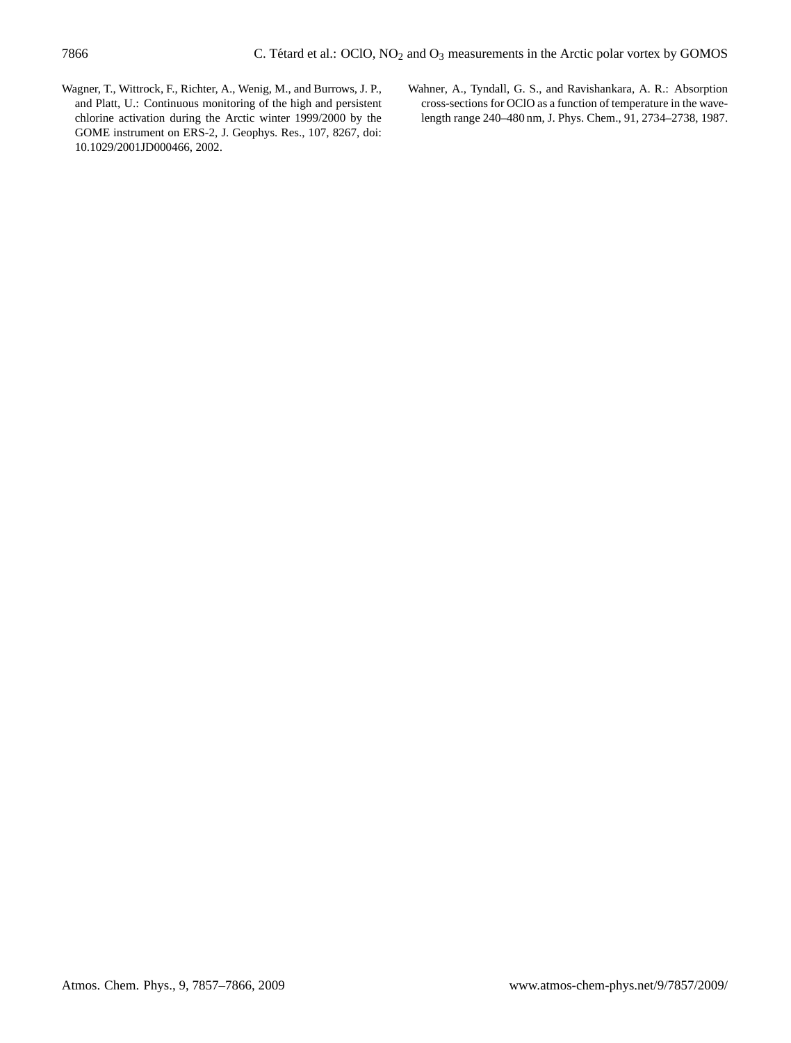Wagner, T., Wittrock, F., Richter, A., Wenig, M., and Burrows, J. P., and Platt, U.: Continuous monitoring of the high and persistent chlorine activation during the Arctic winter 1999/2000 by the GOME instrument on ERS-2, J. Geophys. Res., 107, 8267, doi: 10.1029/2001JD000466, 2002.

Wahner, A., Tyndall, G. S., and Ravishankara, A. R.: Absorption cross-sections for OClO as a function of temperature in the wavelength range 240–480 nm, J. Phys. Chem., 91, 2734–2738, 1987.